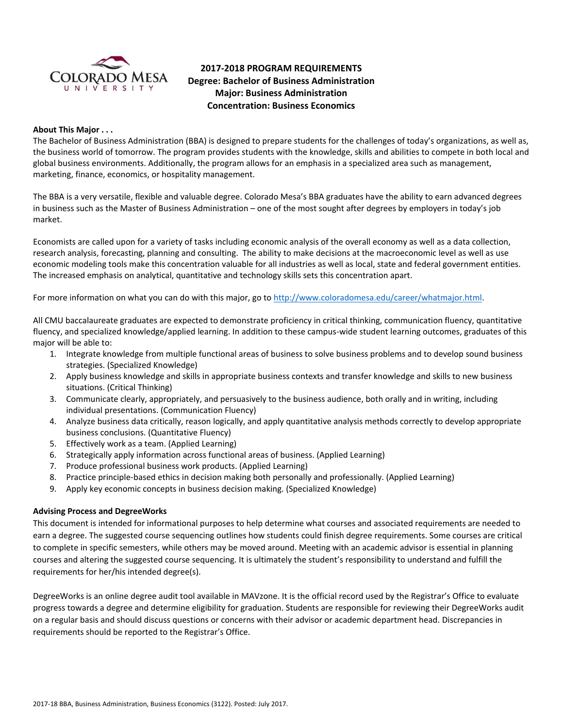# 2017-2018 PROGRAM REQUIREMENTS
## Degree: Bachelor of Business Administration
## Major: Business Administration
## Concentration: Business Economics

**About This Major . . .**

The Bachelor of Business Administration (BBA) is designed to prepare students for the challenges of today's organizations, as well as, the business world of tomorrow. The program provides students with the knowledge, skills and abilities to compete in both local and global business environments. Additionally, the program allows for an emphasis in a specialized area such as management, marketing, finance, economics, or hospitality management.

The BBA is a very versatile, flexible and valuable degree. Colorado Mesa's BBA graduates have the ability to earn advanced degrees in business such as the Master of Business Administration – one of the most sought after degrees by employers in today's job market.

Economists are called upon for a variety of tasks including economic analysis of the overall economy as well as a data collection, research analysis, forecasting, planning and consulting. The ability to make decisions at the macroeconomic level as well as use economic modeling tools make this concentration valuable for all industries as well as local, state and federal government entities. The increased emphasis on analytical, quantitative and technology skills sets this concentration apart.

For more information on what you can do with this major, go to http://www.coloradomesa.edu/career/whatmajor.html.

All CMU baccalaureate graduates are expected to demonstrate proficiency in critical thinking, communication fluency, quantitative fluency, and specialized knowledge/applied learning. In addition to these campus-wide student learning outcomes, graduates of this major will be able to:

1. Integrate knowledge from multiple functional areas of business to solve business problems and to develop sound business strategies. (Specialized Knowledge)
2. Apply business knowledge and skills in appropriate business contexts and transfer knowledge and skills to new business situations. (Critical Thinking)
3. Communicate clearly, appropriately, and persuasively to the business audience, both orally and in writing, including individual presentations. (Communication Fluency)
4. Analyze business data critically, reason logically, and apply quantitative analysis methods correctly to develop appropriate business conclusions. (Quantitative Fluency)
5. Effectively work as a team. (Applied Learning)
6. Strategically apply information across functional areas of business. (Applied Learning)
7. Produce professional business work products. (Applied Learning)
8. Practice principle-based ethics in decision making both personally and professionally. (Applied Learning)
9. Apply key economic concepts in business decision making. (Specialized Knowledge)

**Advising Process and DegreeWorks**

This document is intended for informational purposes to help determine what courses and associated requirements are needed to earn a degree. The suggested course sequencing outlines how students could finish degree requirements. Some courses are critical to complete in specific semesters, while others may be moved around. Meeting with an academic advisor is essential in planning courses and altering the suggested course sequencing. It is ultimately the student's responsibility to understand and fulfill the requirements for her/his intended degree(s).

DegreeWorks is an online degree audit tool available in MAVzone. It is the official record used by the Registrar's Office to evaluate progress towards a degree and determine eligibility for graduation. Students are responsible for reviewing their DegreeWorks audit on a regular basis and should discuss questions or concerns with their advisor or academic department head. Discrepancies in requirements should be reported to the Registrar's Office.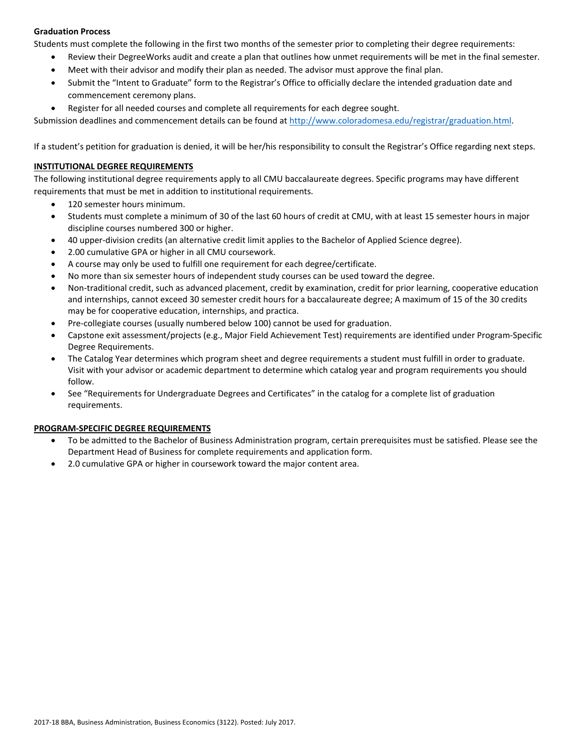**Graduation Process**

Students must complete the following in the first two months of the semester prior to completing their degree requirements:

- Review their DegreeWorks audit and create a plan that outlines how unmet requirements will be met in the final semester.
- Meet with their advisor and modify their plan as needed. The advisor must approve the final plan.
- Submit the "Intent to Graduate" form to the Registrar's Office to officially declare the intended graduation date and commencement ceremony plans.
- Register for all needed courses and complete all requirements for each degree sought.

Submission deadlines and commencement details can be found at http://www.coloradomesa.edu/registrar/graduation.html.

If a student's petition for graduation is denied, it will be her/his responsibility to consult the Registrar's Office regarding next steps.

**INSTITUTIONAL DEGREE REQUIREMENTS**

The following institutional degree requirements apply to all CMU baccalaureate degrees. Specific programs may have different requirements that must be met in addition to institutional requirements.

- 120 semester hours minimum.
- Students must complete a minimum of 30 of the last 60 hours of credit at CMU, with at least 15 semester hours in major discipline courses numbered 300 or higher.
- 40 upper-division credits (an alternative credit limit applies to the Bachelor of Applied Science degree).
- 2.00 cumulative GPA or higher in all CMU coursework.
- A course may only be used to fulfill one requirement for each degree/certificate.
- No more than six semester hours of independent study courses can be used toward the degree.
- Non-traditional credit, such as advanced placement, credit by examination, credit for prior learning, cooperative education and internships, cannot exceed 30 semester credit hours for a baccalaureate degree; A maximum of 15 of the 30 credits may be for cooperative education, internships, and practica.
- Pre-collegiate courses (usually numbered below 100) cannot be used for graduation.
- Capstone exit assessment/projects (e.g., Major Field Achievement Test) requirements are identified under Program-Specific Degree Requirements.
- The Catalog Year determines which program sheet and degree requirements a student must fulfill in order to graduate. Visit with your advisor or academic department to determine which catalog year and program requirements you should follow.
- See "Requirements for Undergraduate Degrees and Certificates" in the catalog for a complete list of graduation requirements.

**PROGRAM-SPECIFIC DEGREE REQUIREMENTS**

- To be admitted to the Bachelor of Business Administration program, certain prerequisites must be satisfied. Please see the Department Head of Business for complete requirements and application form.
- 2.0 cumulative GPA or higher in coursework toward the major content area.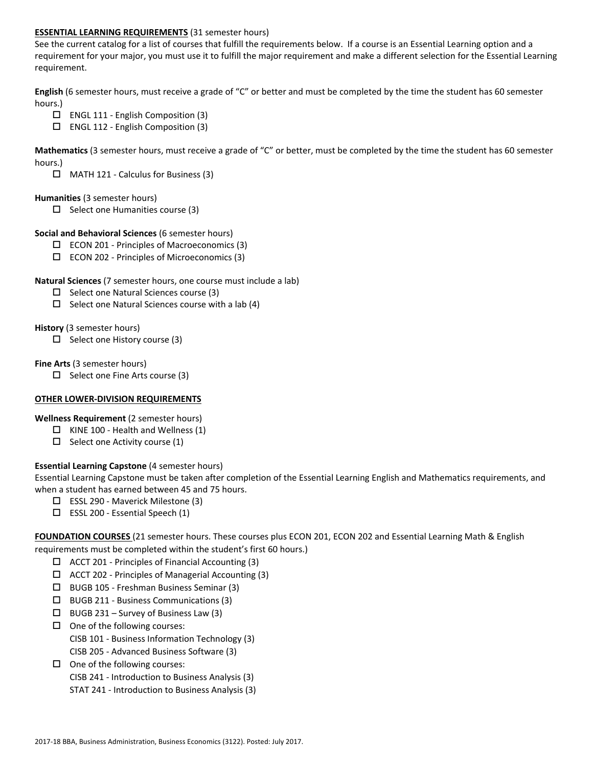**ESSENTIAL LEARNING REQUIREMENTS** (31 semester hours)

See the current catalog for a list of courses that fulfill the requirements below. If a course is an Essential Learning option and a requirement for your major, you must use it to fulfill the major requirement and make a different selection for the Essential Learning requirement.

**English** (6 semester hours, must receive a grade of "C" or better and must be completed by the time the student has 60 semester hours.)

- ☐ ENGL 111 - English Composition (3)
- ☐ ENGL 112 - English Composition (3)

**Mathematics** (3 semester hours, must receive a grade of "C" or better, must be completed by the time the student has 60 semester hours.)

- ☐ MATH 121 - Calculus for Business (3)

**Humanities** (3 semester hours)

- ☐ Select one Humanities course (3)

**Social and Behavioral Sciences** (6 semester hours)

- ☐ ECON 201 - Principles of Macroeconomics (3)
- ☐ ECON 202 - Principles of Microeconomics (3)

**Natural Sciences** (7 semester hours, one course must include a lab)

- ☐ Select one Natural Sciences course (3)
- ☐ Select one Natural Sciences course with a lab (4)

**History** (3 semester hours)

- ☐ Select one History course (3)

**Fine Arts** (3 semester hours)

- ☐ Select one Fine Arts course (3)

**OTHER LOWER-DIVISION REQUIREMENTS**

**Wellness Requirement** (2 semester hours)

- ☐ KINE 100 - Health and Wellness (1)
- ☐ Select one Activity course (1)

**Essential Learning Capstone** (4 semester hours)

Essential Learning Capstone must be taken after completion of the Essential Learning English and Mathematics requirements, and when a student has earned between 45 and 75 hours.

- ☐ ESSL 290 - Maverick Milestone (3)
- ☐ ESSL 200 - Essential Speech (1)

**FOUNDATION COURSES** (21 semester hours. These courses plus ECON 201, ECON 202 and Essential Learning Math & English requirements must be completed within the student's first 60 hours.)

- ☐ ACCT 201 - Principles of Financial Accounting (3)
- ☐ ACCT 202 - Principles of Managerial Accounting (3)
- ☐ BUGB 105 - Freshman Business Seminar (3)
- ☐ BUGB 211 - Business Communications (3)
- ☐ BUGB 231 – Survey of Business Law (3)
- ☐ One of the following courses:
  CISB 101 - Business Information Technology (3)
  CISB 205 - Advanced Business Software (3)
- ☐ One of the following courses:
  CISB 241 - Introduction to Business Analysis (3)
  STAT 241 - Introduction to Business Analysis (3)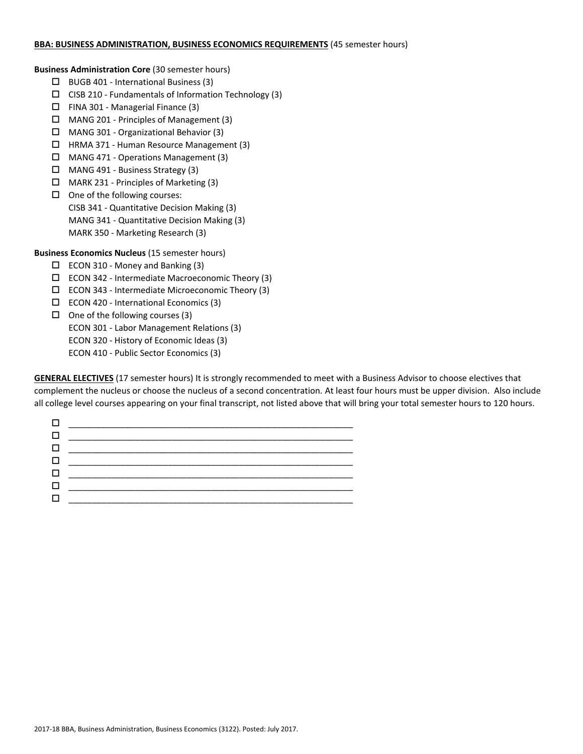**BBA: BUSINESS ADMINISTRATION, BUSINESS ECONOMICS REQUIREMENTS** (45 semester hours)

**Business Administration Core** (30 semester hours)

- ☐ BUGB 401 - International Business (3)
- ☐ CISB 210 - Fundamentals of Information Technology (3)
- ☐ FINA 301 - Managerial Finance (3)
- ☐ MANG 201 - Principles of Management (3)
- ☐ MANG 301 - Organizational Behavior (3)
- ☐ HRMA 371 - Human Resource Management (3)
- ☐ MANG 471 - Operations Management (3)
- ☐ MANG 491 - Business Strategy (3)
- ☐ MARK 231 - Principles of Marketing (3)
- ☐ One of the following courses:
  - CISB 341 - Quantitative Decision Making (3)
  - MANG 341 - Quantitative Decision Making (3)
  - MARK 350 - Marketing Research (3)

**Business Economics Nucleus** (15 semester hours)

- ☐ ECON 310 - Money and Banking (3)
- ☐ ECON 342 - Intermediate Macroeconomic Theory (3)
- ☐ ECON 343 - Intermediate Microeconomic Theory (3)
- ☐ ECON 420 - International Economics (3)
- ☐ One of the following courses (3)
  - ECON 301 - Labor Management Relations (3)
  - ECON 320 - History of Economic Ideas (3)
  - ECON 410 - Public Sector Economics (3)

**GENERAL ELECTIVES** (17 semester hours) It is strongly recommended to meet with a Business Advisor to choose electives that complement the nucleus or choose the nucleus of a second concentration. At least four hours must be upper division. Also include all college level courses appearing on your final transcript, not listed above that will bring your total semester hours to 120 hours.

- ☐ ____________________________________________
- ☐ ____________________________________________
- ☐ ____________________________________________
- ☐ ____________________________________________
- ☐ ____________________________________________
- ☐ ____________________________________________
- ☐ ____________________________________________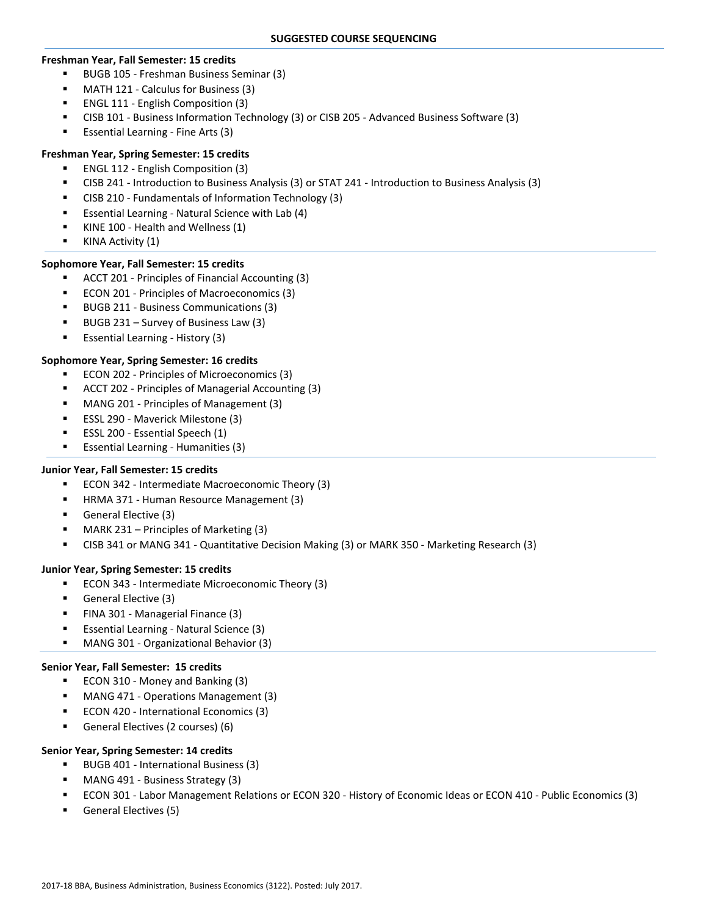## SUGGESTED COURSE SEQUENCING

**Freshman Year, Fall Semester: 15 credits**

- BUGB 105 - Freshman Business Seminar (3)
- MATH 121 - Calculus for Business (3)
- ENGL 111 - English Composition (3)
- CISB 101 - Business Information Technology (3) or CISB 205 - Advanced Business Software (3)
- Essential Learning - Fine Arts (3)

**Freshman Year, Spring Semester: 15 credits**

- ENGL 112 - English Composition (3)
- CISB 241 - Introduction to Business Analysis (3) or STAT 241 - Introduction to Business Analysis (3)
- CISB 210 - Fundamentals of Information Technology (3)
- Essential Learning - Natural Science with Lab (4)
- KINE 100 - Health and Wellness (1)
- KINA Activity (1)

**Sophomore Year, Fall Semester: 15 credits**

- ACCT 201 - Principles of Financial Accounting (3)
- ECON 201 - Principles of Macroeconomics (3)
- BUGB 211 - Business Communications (3)
- BUGB 231 – Survey of Business Law (3)
- Essential Learning - History (3)

**Sophomore Year, Spring Semester: 16 credits**

- ECON 202 - Principles of Microeconomics (3)
- ACCT 202 - Principles of Managerial Accounting (3)
- MANG 201 - Principles of Management (3)
- ESSL 290 - Maverick Milestone (3)
- ESSL 200 - Essential Speech (1)
- Essential Learning - Humanities (3)

**Junior Year, Fall Semester: 15 credits**

- ECON 342 - Intermediate Macroeconomic Theory (3)
- HRMA 371 - Human Resource Management (3)
- General Elective (3)
- MARK 231 – Principles of Marketing (3)
- CISB 341 or MANG 341 - Quantitative Decision Making (3) or MARK 350 - Marketing Research (3)

**Junior Year, Spring Semester: 15 credits**

- ECON 343 - Intermediate Microeconomic Theory (3)
- General Elective (3)
- FINA 301 - Managerial Finance (3)
- Essential Learning - Natural Science (3)
- MANG 301 - Organizational Behavior (3)

**Senior Year, Fall Semester: 15 credits**

- ECON 310 - Money and Banking (3)
- MANG 471 - Operations Management (3)
- ECON 420 - International Economics (3)
- General Electives (2 courses) (6)

**Senior Year, Spring Semester: 14 credits**

- BUGB 401 - International Business (3)
- MANG 491 - Business Strategy (3)
- ECON 301 - Labor Management Relations or ECON 320 - History of Economic Ideas or ECON 410 - Public Economics (3)
- General Electives (5)

2017-18 BBA, Business Administration, Business Economics (3122). Posted: July 2017.